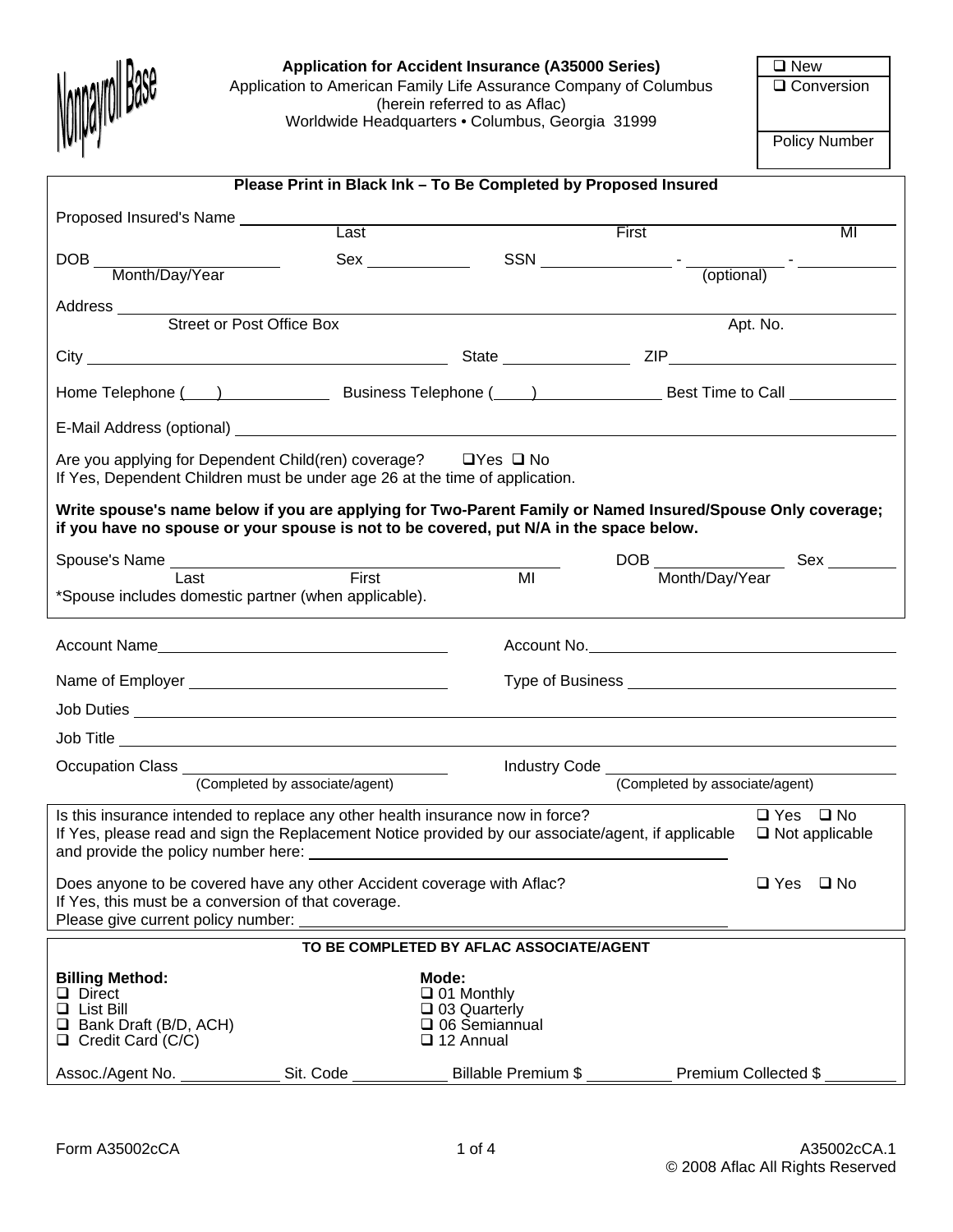Nonpayroll Base

# Application for Accident Insurance (A35000 Series)

Application to American Family Life Assurance Company of Columbus
(herein referred to as Aflac)
Worldwide Headquarters • Columbus, Georgia 31999

☐ New
☐ Conversion

Policy Number

**Please Print in Black Ink – To Be Completed by Proposed Insured**

Proposed Insured's Name ____________ Last ____________ First ____________ MI

DOB ____________ Month/Day/Year Sex ____________ SSN ________ - ________ - ________ (optional)

Address ________________________ Street or Post Office Box ____________ Apt. No.

City ________________________ State ____________ ZIP ____________

Home Telephone ( ) ____________ Business Telephone ( ) ____________ Best Time to Call ____________

E-Mail Address (optional) ________________________

Are you applying for Dependent Child(ren) coverage? ☐Yes ☐ No
If Yes, Dependent Children must be under age 26 at the time of application.

**Write spouse's name below if you are applying for Two-Parent Family or Named Insured/Spouse Only coverage; if you have no spouse or your spouse is not to be covered, put N/A in the space below.**

Spouse's Name ____________ Last ____________ First ____________ MI DOB ____________ Month/Day/Year Sex ____________

*Spouse includes domestic partner (when applicable).

Account Name ________________________ Account No. ________________________

Name of Employer ________________________ Type of Business ________________________

Job Duties ________________________

Job Title ________________________

Occupation Class ________________________ (Completed by associate/agent) Industry Code ________________________ (Completed by associate/agent)

Is this insurance intended to replace any other health insurance now in force? ☐ Yes ☐ No ☐ Not applicable
If Yes, please read and sign the Replacement Notice provided by our associate/agent, if applicable and provide the policy number here: ________________________

Does anyone to be covered have any other Accident coverage with Aflac? ☐ Yes ☐ No
If Yes, this must be a conversion of that coverage.
Please give current policy number: ________________________

**TO BE COMPLETED BY AFLAC ASSOCIATE/AGENT**

**Billing Method:**
- ☐ Direct
- ☐ List Bill
- ☐ Bank Draft (B/D, ACH)
- ☐ Credit Card (C/C)

**Mode:**
- ☐ 01 Monthly
- ☐ 03 Quarterly
- ☐ 06 Semiannual
- ☐ 12 Annual

Assoc./Agent No. ____________ Sit. Code ____________ Billable Premium $ ____________ Premium Collected $ ____________

Form A35002cCA

A35002cCA.1
© 2008 Aflac All Rights Reserved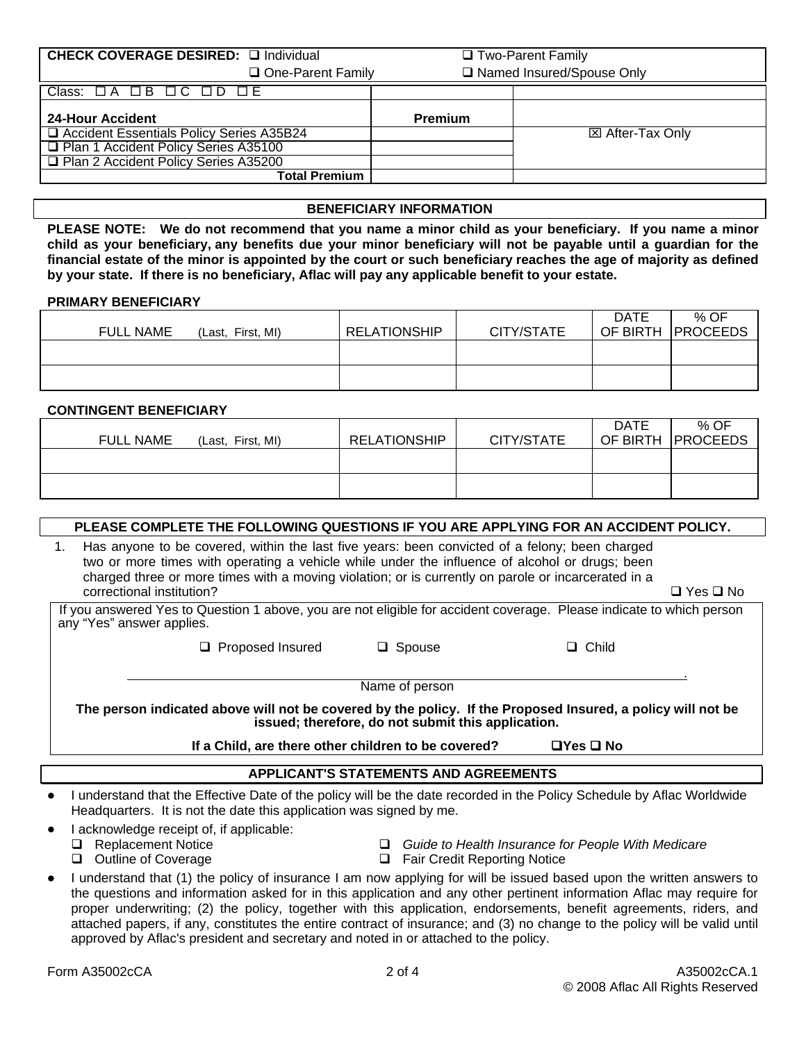| **CHECK COVERAGE DESIRED:** ❑ Individual | ❑ Two-Parent Family |
|---|---|
| ❑ One-Parent Family | ❑ Named Insured/Spouse Only |

| Class: ☐ A ☐ B ☐ C ☐ D ☐ E | | |
|---|---|---|
| **24-Hour Accident** | **Premium** | |
| ❑ Accident Essentials Policy Series A35B24 | | ☒ After-Tax Only |
| ❑ Plan 1 Accident Policy Series A35100 | | |
| ❑ Plan 2 Accident Policy Series A35200 | | |
| **Total Premium** | | |

## BENEFICIARY INFORMATION

**PLEASE NOTE: We do not recommend that you name a minor child as your beneficiary. If you name a minor child as your beneficiary, any benefits due your minor beneficiary will not be payable until a guardian for the financial estate of the minor is appointed by the court or such beneficiary reaches the age of majority as defined by your state. If there is no beneficiary, Aflac will pay any applicable benefit to your estate.**

**PRIMARY BENEFICIARY**

| FULL NAME (Last, First, MI) | RELATIONSHIP | CITY/STATE | DATE OF BIRTH | % OF PROCEEDS |
|---|---|---|---|---|
| | | | | |
| | | | | |

**CONTINGENT BENEFICIARY**

| FULL NAME (Last, First, MI) | RELATIONSHIP | CITY/STATE | DATE OF BIRTH | % OF PROCEEDS |
|---|---|---|---|---|
| | | | | |
| | | | | |

## PLEASE COMPLETE THE FOLLOWING QUESTIONS IF YOU ARE APPLYING FOR AN ACCIDENT POLICY.

1. Has anyone to be covered, within the last five years: been convicted of a felony; been charged two or more times with operating a vehicle while under the influence of alcohol or drugs; been charged three or more times with a moving violation; or is currently on parole or incarcerated in a correctional institution? ❑ Yes ❑ No

If you answered Yes to Question 1 above, you are not eligible for accident coverage. Please indicate to which person any "Yes" answer applies.

❑ Proposed Insured ❑ Spouse ❑ Child

_______________________________________________.
Name of person

**The person indicated above will not be covered by the policy. If the Proposed Insured, a policy will not be issued; therefore, do not submit this application.**

**If a Child, are there other children to be covered? ❑Yes ❑ No**

## APPLICANT'S STATEMENTS AND AGREEMENTS

- I understand that the Effective Date of the policy will be the date recorded in the Policy Schedule by Aflac Worldwide Headquarters. It is not the date this application was signed by me.
- I acknowledge receipt of, if applicable:
  - ❑ Replacement Notice
  - ❑ *Guide to Health Insurance for People With Medicare*
  - ❑ Outline of Coverage
  - ❑ Fair Credit Reporting Notice
- I understand that (1) the policy of insurance I am now applying for will be issued based upon the written answers to the questions and information asked for in this application and any other pertinent information Aflac may require for proper underwriting; (2) the policy, together with this application, endorsements, benefit agreements, riders, and attached papers, if any, constitutes the entire contract of insurance; and (3) no change to the policy will be valid until approved by Aflac's president and secretary and noted in or attached to the policy.

Form A35002cCA A35002cCA.1
© 2008 Aflac All Rights Reserved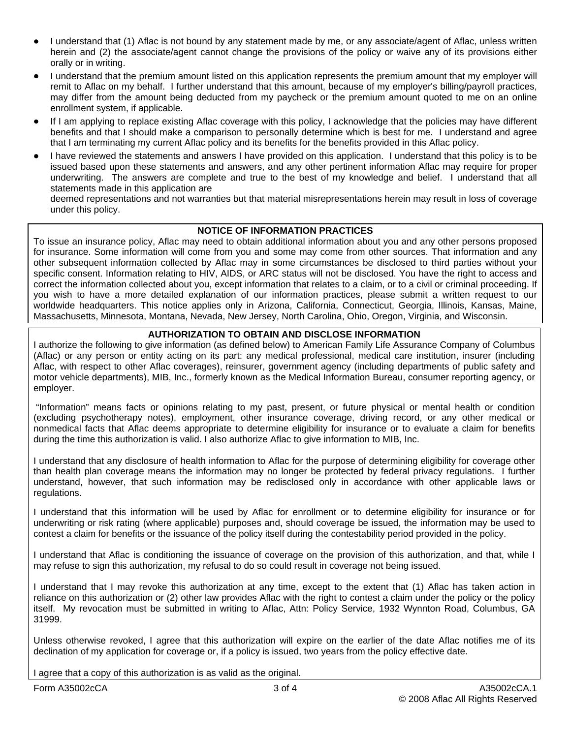- I understand that (1) Aflac is not bound by any statement made by me, or any associate/agent of Aflac, unless written herein and (2) the associate/agent cannot change the provisions of the policy or waive any of its provisions either orally or in writing.
- I understand that the premium amount listed on this application represents the premium amount that my employer will remit to Aflac on my behalf. I further understand that this amount, because of my employer's billing/payroll practices, may differ from the amount being deducted from my paycheck or the premium amount quoted to me on an online enrollment system, if applicable.
- If I am applying to replace existing Aflac coverage with this policy, I acknowledge that the policies may have different benefits and that I should make a comparison to personally determine which is best for me. I understand and agree that I am terminating my current Aflac policy and its benefits for the benefits provided in this Aflac policy.
- I have reviewed the statements and answers I have provided on this application. I understand that this policy is to be issued based upon these statements and answers, and any other pertinent information Aflac may require for proper underwriting. The answers are complete and true to the best of my knowledge and belief. I understand that all statements made in this application are deemed representations and not warranties but that material misrepresentations herein may result in loss of coverage under this policy.

## NOTICE OF INFORMATION PRACTICES

To issue an insurance policy, Aflac may need to obtain additional information about you and any other persons proposed for insurance. Some information will come from you and some may come from other sources. That information and any other subsequent information collected by Aflac may in some circumstances be disclosed to third parties without your specific consent. Information relating to HIV, AIDS, or ARC status will not be disclosed. You have the right to access and correct the information collected about you, except information that relates to a claim, or to a civil or criminal proceeding. If you wish to have a more detailed explanation of our information practices, please submit a written request to our worldwide headquarters. This notice applies only in Arizona, California, Connecticut, Georgia, Illinois, Kansas, Maine, Massachusetts, Minnesota, Montana, Nevada, New Jersey, North Carolina, Ohio, Oregon, Virginia, and Wisconsin.

## AUTHORIZATION TO OBTAIN AND DISCLOSE INFORMATION

I authorize the following to give information (as defined below) to American Family Life Assurance Company of Columbus (Aflac) or any person or entity acting on its part: any medical professional, medical care institution, insurer (including Aflac, with respect to other Aflac coverages), reinsurer, government agency (including departments of public safety and motor vehicle departments), MIB, Inc., formerly known as the Medical Information Bureau, consumer reporting agency, or employer.

"Information" means facts or opinions relating to my past, present, or future physical or mental health or condition (excluding psychotherapy notes), employment, other insurance coverage, driving record, or any other medical or nonmedical facts that Aflac deems appropriate to determine eligibility for insurance or to evaluate a claim for benefits during the time this authorization is valid. I also authorize Aflac to give information to MIB, Inc.

I understand that any disclosure of health information to Aflac for the purpose of determining eligibility for coverage other than health plan coverage means the information may no longer be protected by federal privacy regulations. I further understand, however, that such information may be redisclosed only in accordance with other applicable laws or regulations.

I understand that this information will be used by Aflac for enrollment or to determine eligibility for insurance or for underwriting or risk rating (where applicable) purposes and, should coverage be issued, the information may be used to contest a claim for benefits or the issuance of the policy itself during the contestability period provided in the policy.

I understand that Aflac is conditioning the issuance of coverage on the provision of this authorization, and that, while I may refuse to sign this authorization, my refusal to do so could result in coverage not being issued.

I understand that I may revoke this authorization at any time, except to the extent that (1) Aflac has taken action in reliance on this authorization or (2) other law provides Aflac with the right to contest a claim under the policy or the policy itself. My revocation must be submitted in writing to Aflac, Attn: Policy Service, 1932 Wynnton Road, Columbus, GA 31999.

Unless otherwise revoked, I agree that this authorization will expire on the earlier of the date Aflac notifies me of its declination of my application for coverage or, if a policy is issued, two years from the policy effective date.

I agree that a copy of this authorization is as valid as the original.

Form A35002cCA A35002cCA.1
© 2008 Aflac All Rights Reserved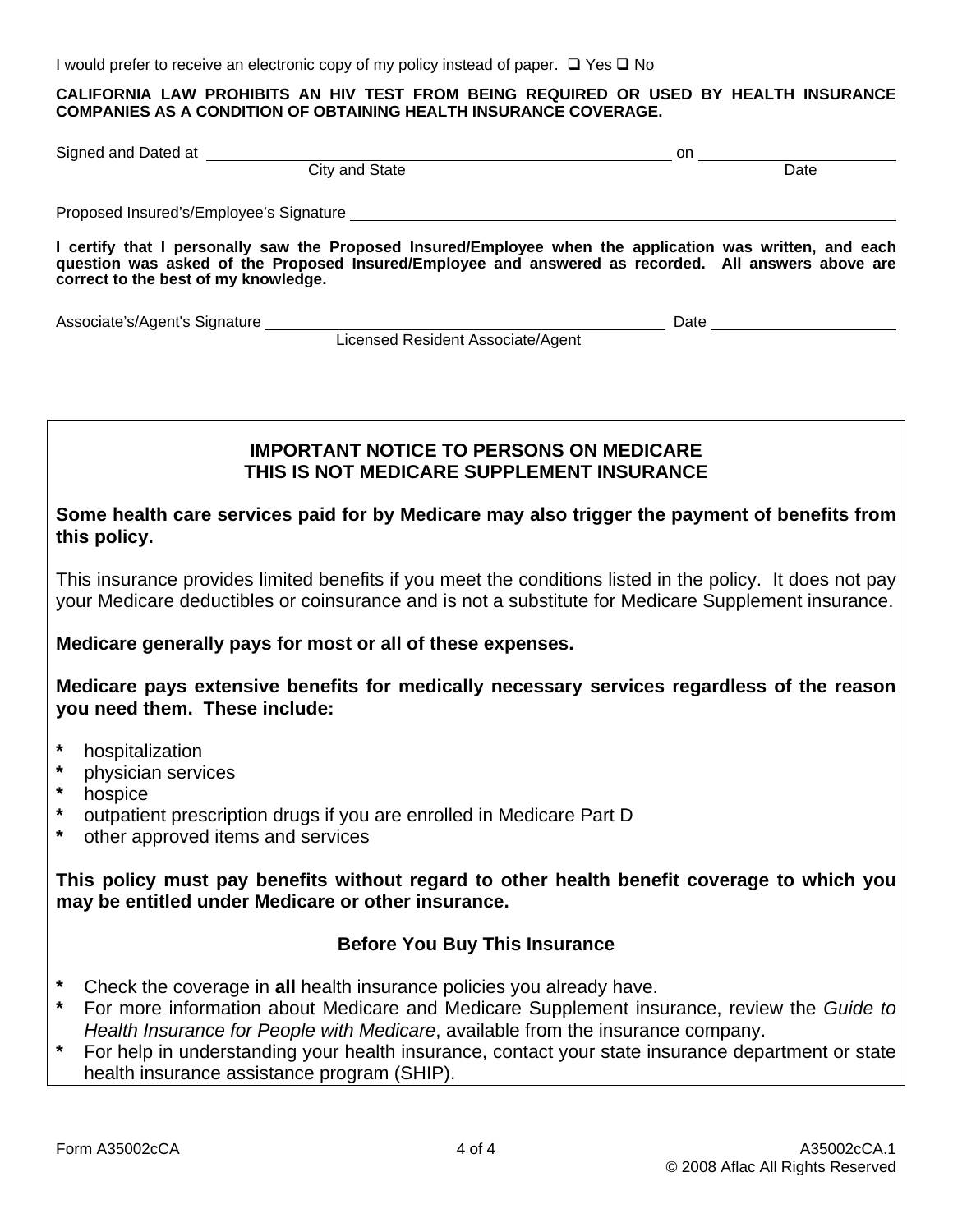I would prefer to receive an electronic copy of my policy instead of paper. ❑ Yes ❑ No

**CALIFORNIA LAW PROHIBITS AN HIV TEST FROM BEING REQUIRED OR USED BY HEALTH INSURANCE COMPANIES AS A CONDITION OF OBTAINING HEALTH INSURANCE COVERAGE.**

Signed and Dated at ______________________________ on ______________
City and State Date

Proposed Insured's/Employee's Signature ______________________________

**I certify that I personally saw the Proposed Insured/Employee when the application was written, and each question was asked of the Proposed Insured/Employee and answered as recorded. All answers above are correct to the best of my knowledge.**

Associate's/Agent's Signature ______________________________ Date ______________
Licensed Resident Associate/Agent

## IMPORTANT NOTICE TO PERSONS ON MEDICARE
## THIS IS NOT MEDICARE SUPPLEMENT INSURANCE

**Some health care services paid for by Medicare may also trigger the payment of benefits from this policy.**

This insurance provides limited benefits if you meet the conditions listed in the policy. It does not pay your Medicare deductibles or coinsurance and is not a substitute for Medicare Supplement insurance.

**Medicare generally pays for most or all of these expenses.**

**Medicare pays extensive benefits for medically necessary services regardless of the reason you need them. These include:**

* hospitalization
* physician services
* hospice
* outpatient prescription drugs if you are enrolled in Medicare Part D
* other approved items and services

**This policy must pay benefits without regard to other health benefit coverage to which you may be entitled under Medicare or other insurance.**

### Before You Buy This Insurance

* Check the coverage in **all** health insurance policies you already have.
* For more information about Medicare and Medicare Supplement insurance, review the *Guide to Health Insurance for People with Medicare*, available from the insurance company.
* For help in understanding your health insurance, contact your state insurance department or state health insurance assistance program (SHIP).

Form A35002cCA A35002cCA.1
© 2008 Aflac All Rights Reserved